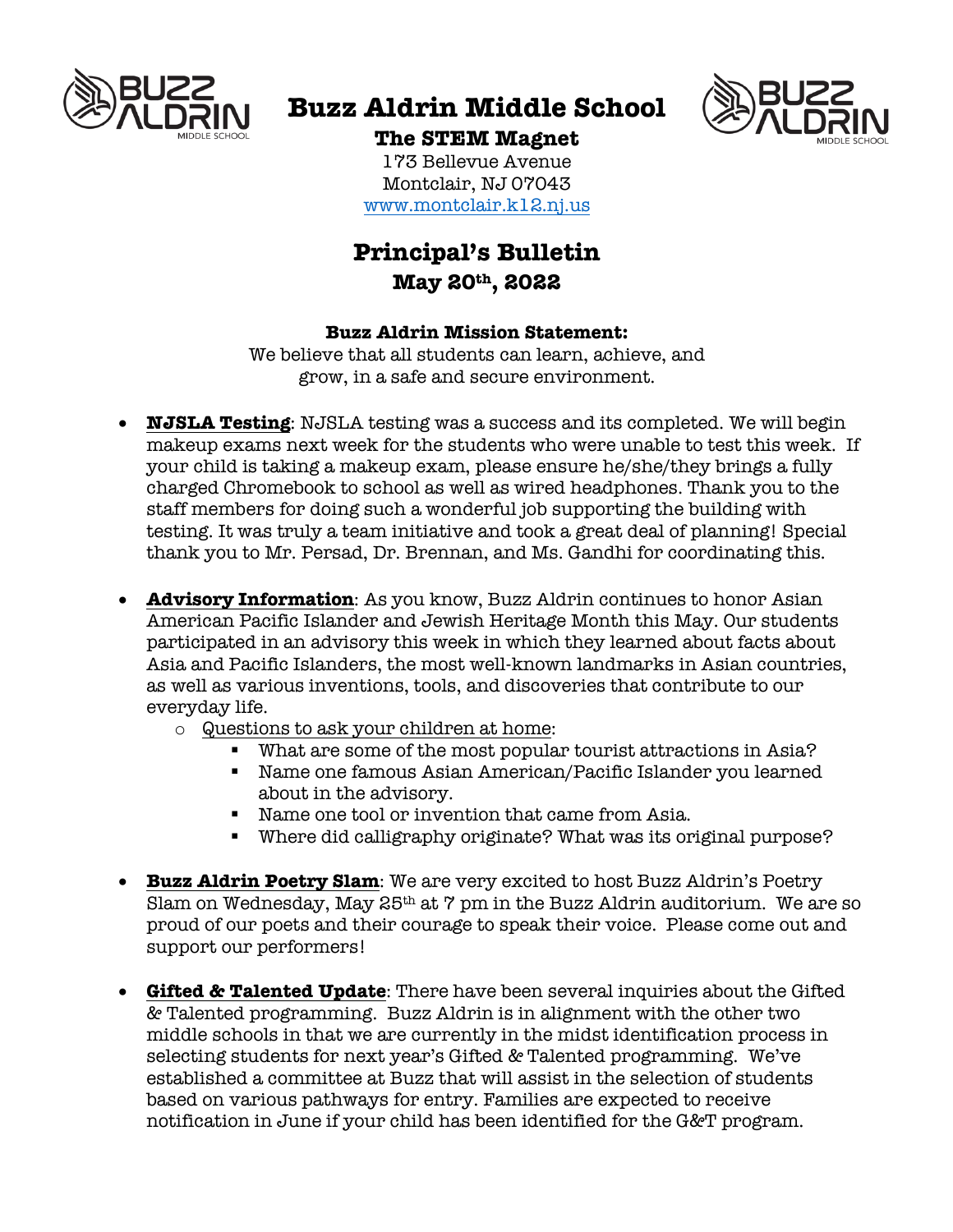# Buzz Aldrin Middle School

**The STEM Magnet**

173 Bellevue Avenue
Montclair, NJ 07043
www.montclair.k12.nj.us

## Principal's Bulletin

**May 20th, 2022**

**Buzz Aldrin Mission Statement:**

We believe that all students can learn, achieve, and grow, in a safe and secure environment.

- **NJSLA Testing**: NJSLA testing was a success and its completed. We will begin makeup exams next week for the students who were unable to test this week. If your child is taking a makeup exam, please ensure he/she/they brings a fully charged Chromebook to school as well as wired headphones. Thank you to the staff members for doing such a wonderful job supporting the building with testing. It was truly a team initiative and took a great deal of planning! Special thank you to Mr. Persad, Dr. Brennan, and Ms. Gandhi for coordinating this.

- **Advisory Information**: As you know, Buzz Aldrin continues to honor Asian American Pacific Islander and Jewish Heritage Month this May. Our students participated in an advisory this week in which they learned about facts about Asia and Pacific Islanders, the most well-known landmarks in Asian countries, as well as various inventions, tools, and discoveries that contribute to our everyday life.
  - Questions to ask your children at home:
    - What are some of the most popular tourist attractions in Asia?
    - Name one famous Asian American/Pacific Islander you learned about in the advisory.
    - Name one tool or invention that came from Asia.
    - Where did calligraphy originate? What was its original purpose?

- **Buzz Aldrin Poetry Slam**: We are very excited to host Buzz Aldrin's Poetry Slam on Wednesday, May 25th at 7 pm in the Buzz Aldrin auditorium. We are so proud of our poets and their courage to speak their voice. Please come out and support our performers!

- **Gifted & Talented Update**: There have been several inquiries about the Gifted & Talented programming. Buzz Aldrin is in alignment with the other two middle schools in that we are currently in the midst identification process in selecting students for next year's Gifted & Talented programming. We've established a committee at Buzz that will assist in the selection of students based on various pathways for entry. Families are expected to receive notification in June if your child has been identified for the G&T program.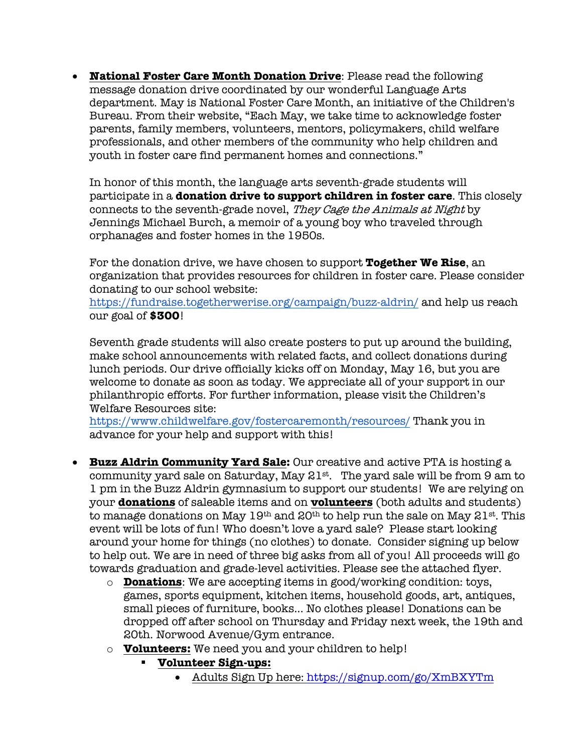- **National Foster Care Month Donation Drive**: Please read the following message donation drive coordinated by our wonderful Language Arts department. May is National Foster Care Month, an initiative of the Children's Bureau. From their website, "Each May, we take time to acknowledge foster parents, family members, volunteers, mentors, policymakers, child welfare professionals, and other members of the community who help children and youth in foster care find permanent homes and connections."

  In honor of this month, the language arts seventh-grade students will participate in a **donation drive to support children in foster care**. This closely connects to the seventh-grade novel, *They Cage the Animals at Night* by Jennings Michael Burch, a memoir of a young boy who traveled through orphanages and foster homes in the 1950s.

  For the donation drive, we have chosen to support **Together We Rise**, an organization that provides resources for children in foster care. Please consider donating to our school website: https://fundraise.togetherwerise.org/campaign/buzz-aldrin/ and help us reach our goal of **$300**!

  Seventh grade students will also create posters to put up around the building, make school announcements with related facts, and collect donations during lunch periods. Our drive officially kicks off on Monday, May 16, but you are welcome to donate as soon as today. We appreciate all of your support in our philanthropic efforts. For further information, please visit the Children's Welfare Resources site: https://www.childwelfare.gov/fostercaremonth/resources/ Thank you in advance for your help and support with this!

- **Buzz Aldrin Community Yard Sale:** Our creative and active PTA is hosting a community yard sale on Saturday, May 21st. The yard sale will be from 9 am to 1 pm in the Buzz Aldrin gymnasium to support our students! We are relying on your **donations** of saleable items and on **volunteers** (both adults and students) to manage donations on May 19th and 20th to help run the sale on May 21st. This event will be lots of fun! Who doesn't love a yard sale? Please start looking around your home for things (no clothes) to donate. Consider signing up below to help out. We are in need of three big asks from all of you! All proceeds will go towards graduation and grade-level activities. Please see the attached flyer.
  - **Donations**: We are accepting items in good/working condition: toys, games, sports equipment, kitchen items, household goods, art, antiques, small pieces of furniture, books... No clothes please! Donations can be dropped off after school on Thursday and Friday next week, the 19th and 20th. Norwood Avenue/Gym entrance.
  - **Volunteers:** We need you and your children to help!
    - **Volunteer Sign-ups:**
      - Adults Sign Up here: https://signup.com/go/XmBXYTm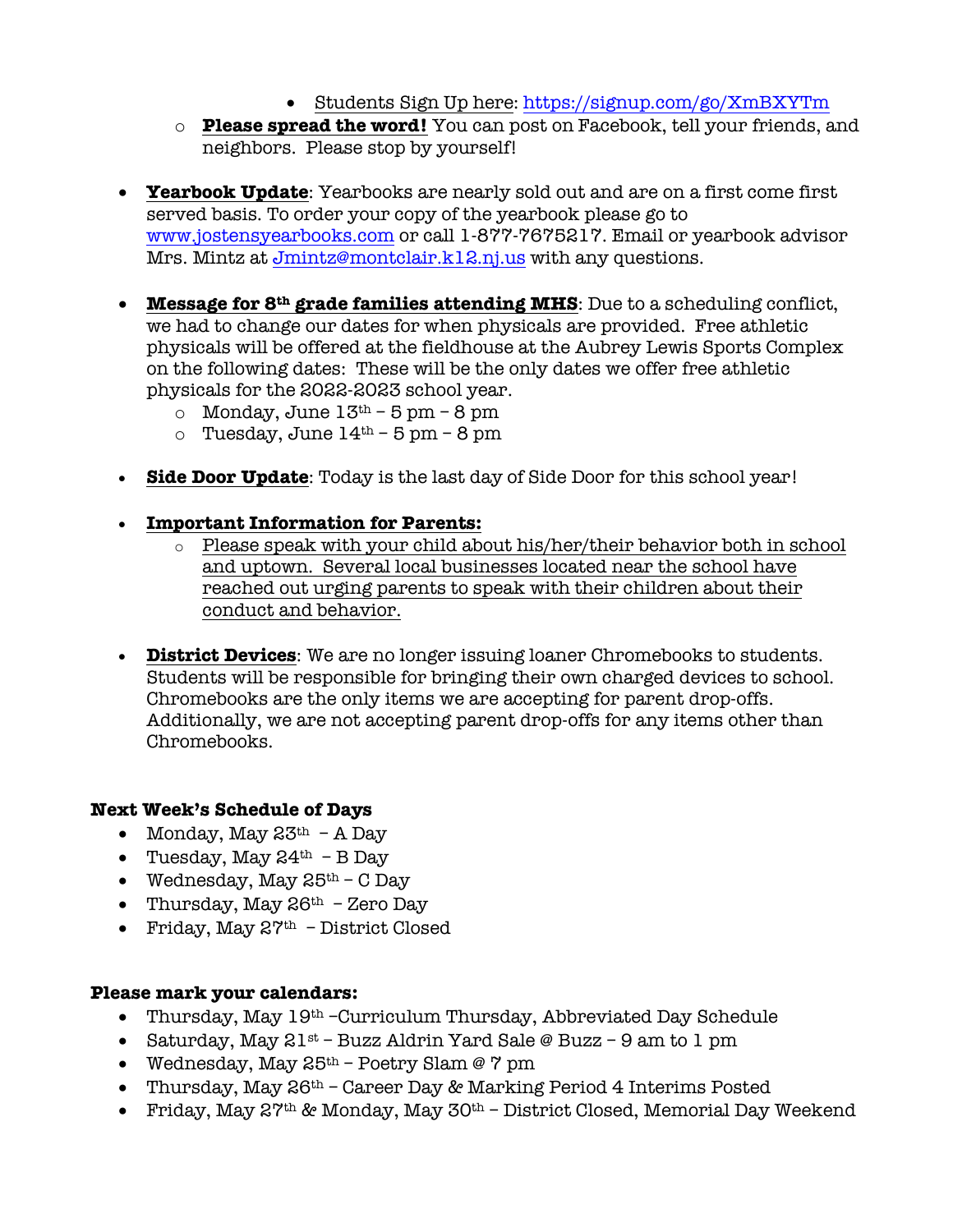- Students Sign Up here: https://signup.com/go/XmBXYTm
    - **Please spread the word!** You can post on Facebook, tell your friends, and neighbors. Please stop by yourself!

- **Yearbook Update**: Yearbooks are nearly sold out and are on a first come first served basis. To order your copy of the yearbook please go to www.jostensyearbooks.com or call 1-877-7675217. Email or yearbook advisor Mrs. Mintz at Jmintz@montclair.k12.nj.us with any questions.

- **Message for 8th grade families attending MHS**: Due to a scheduling conflict, we had to change our dates for when physicals are provided. Free athletic physicals will be offered at the fieldhouse at the Aubrey Lewis Sports Complex on the following dates: These will be the only dates we offer free athletic physicals for the 2022-2023 school year.
    - Monday, June 13th – 5 pm – 8 pm
    - Tuesday, June 14th – 5 pm – 8 pm

- **Side Door Update**: Today is the last day of Side Door for this school year!

- **Important Information for Parents:**
    - Please speak with your child about his/her/their behavior both in school and uptown. Several local businesses located near the school have reached out urging parents to speak with their children about their conduct and behavior.

- **District Devices**: We are no longer issuing loaner Chromebooks to students. Students will be responsible for bringing their own charged devices to school. Chromebooks are the only items we are accepting for parent drop-offs. Additionally, we are not accepting parent drop-offs for any items other than Chromebooks.

**Next Week's Schedule of Days**

- Monday, May 23th – A Day
- Tuesday, May 24th – B Day
- Wednesday, May 25th – C Day
- Thursday, May 26th – Zero Day
- Friday, May 27th – District Closed

**Please mark your calendars:**

- Thursday, May 19th –Curriculum Thursday, Abbreviated Day Schedule
- Saturday, May 21st – Buzz Aldrin Yard Sale @ Buzz – 9 am to 1 pm
- Wednesday, May 25th – Poetry Slam @ 7 pm
- Thursday, May 26th – Career Day & Marking Period 4 Interims Posted
- Friday, May 27th & Monday, May 30th – District Closed, Memorial Day Weekend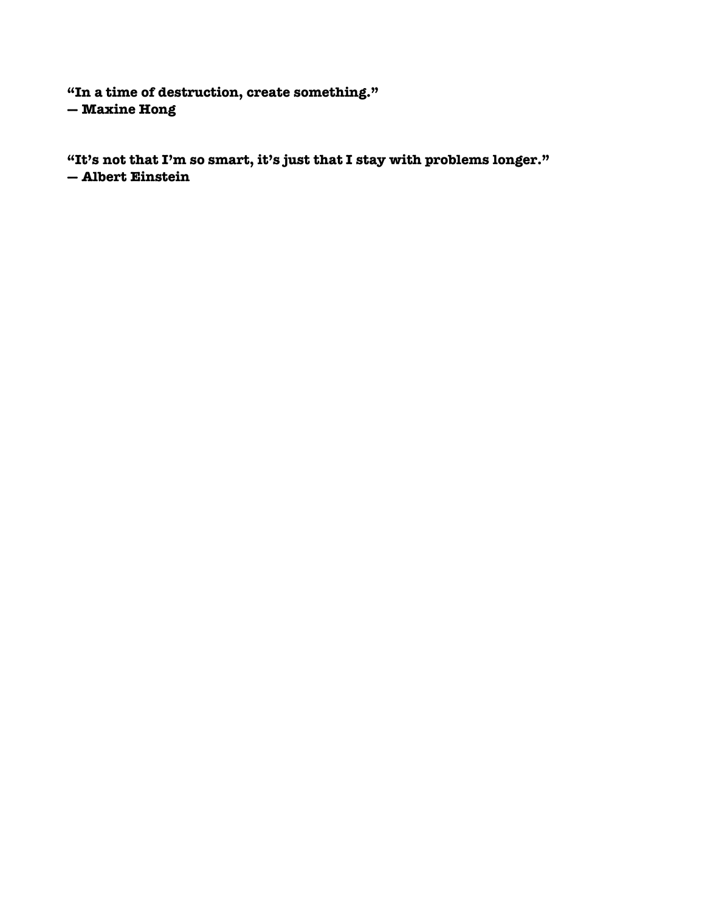**“In a time of destruction, create something.”**
**— Maxine Hong**

**“It’s not that I’m so smart, it’s just that I stay with problems longer.”**
**— Albert Einstein**